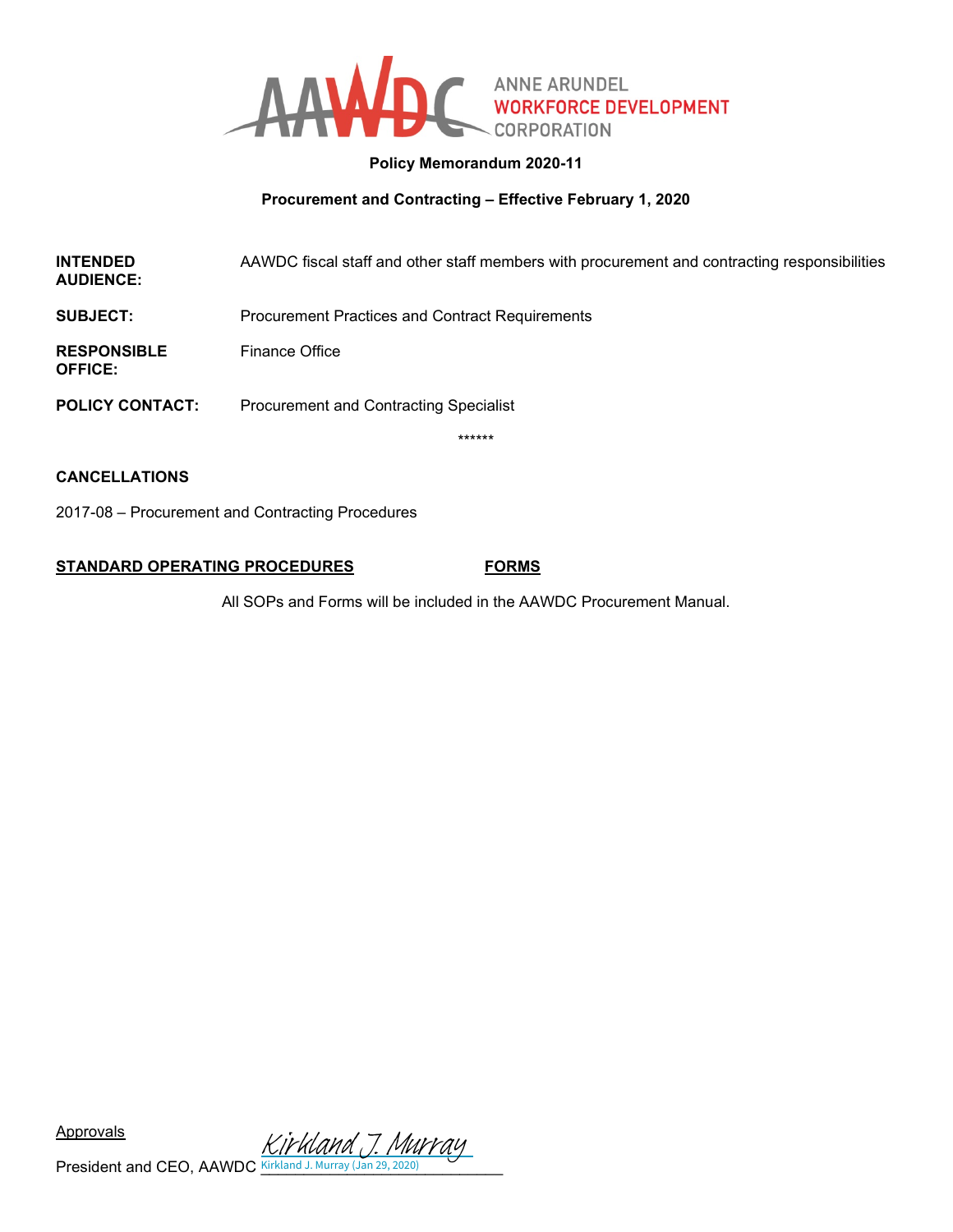ANNE ARUNDEL WORKFORCE DEVELOPMENT CORPORATION

**Policy Memorandum 2020-11**

**Procurement and Contracting – Effective February 1, 2020**

| | |
|---|---|
| **INTENDED AUDIENCE:** | AAWDC fiscal staff and other staff members with procurement and contracting responsibilities |
| **SUBJECT:** | Procurement Practices and Contract Requirements |
| **RESPONSIBLE OFFICE:** | Finance Office |
| **POLICY CONTACT:** | Procurement and Contracting Specialist |

******

**CANCELLATIONS**

2017-08 – Procurement and Contracting Procedures

**STANDARD OPERATING PROCEDURES** **FORMS**

All SOPs and Forms will be included in the AAWDC Procurement Manual.

Approvals

President and CEO, AAWDC Kirkland J. Murray
Kirkland J. Murray (Jan 29, 2020)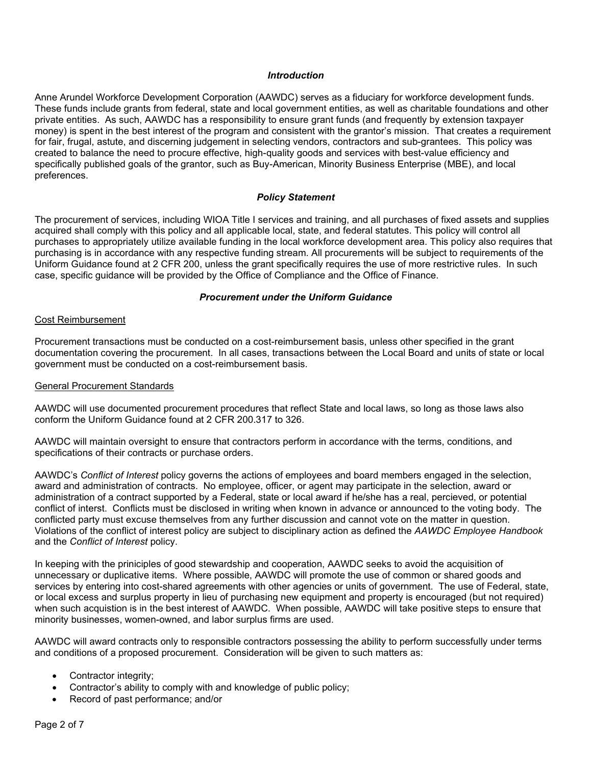### *Introduction*

Anne Arundel Workforce Development Corporation (AAWDC) serves as a fiduciary for workforce development funds. These funds include grants from federal, state and local government entities, as well as charitable foundations and other private entities. As such, AAWDC has a responsibility to ensure grant funds (and frequently by extension taxpayer money) is spent in the best interest of the program and consistent with the grantor's mission. That creates a requirement for fair, frugal, astute, and discerning judgement in selecting vendors, contractors and sub-grantees. This policy was created to balance the need to procure effective, high-quality goods and services with best-value efficiency and specifically published goals of the grantor, such as Buy-American, Minority Business Enterprise (MBE), and local preferences.

### *Policy Statement*

The procurement of services, including WIOA Title I services and training, and all purchases of fixed assets and supplies acquired shall comply with this policy and all applicable local, state, and federal statutes. This policy will control all purchases to appropriately utilize available funding in the local workforce development area. This policy also requires that purchasing is in accordance with any respective funding stream. All procurements will be subject to requirements of the Uniform Guidance found at 2 CFR 200, unless the grant specifically requires the use of more restrictive rules. In such case, specific guidance will be provided by the Office of Compliance and the Office of Finance.

### *Procurement under the Uniform Guidance*

#### Cost Reimbursement

Procurement transactions must be conducted on a cost-reimbursement basis, unless other specified in the grant documentation covering the procurement. In all cases, transactions between the Local Board and units of state or local government must be conducted on a cost-reimbursement basis.

#### General Procurement Standards

AAWDC will use documented procurement procedures that reflect State and local laws, so long as those laws also conform the Uniform Guidance found at 2 CFR 200.317 to 326.

AAWDC will maintain oversight to ensure that contractors perform in accordance with the terms, conditions, and specifications of their contracts or purchase orders.

AAWDC's *Conflict of Interest* policy governs the actions of employees and board members engaged in the selection, award and administration of contracts. No employee, officer, or agent may participate in the selection, award or administration of a contract supported by a Federal, state or local award if he/she has a real, percieved, or potential conflict of interst. Conflicts must be disclosed in writing when known in advance or announced to the voting body. The conflicted party must excuse themselves from any further discussion and cannot vote on the matter in question. Violations of the conflict of interest policy are subject to disciplinary action as defined the *AAWDC Employee Handbook* and the *Conflict of Interest* policy.

In keeping with the priniciples of good stewardship and cooperation, AAWDC seeks to avoid the acquisition of unnecessary or duplicative items. Where possible, AAWDC will promote the use of common or shared goods and services by entering into cost-shared agreements with other agencies or units of government. The use of Federal, state, or local excess and surplus property in lieu of purchasing new equipment and property is encouraged (but not required) when such acquistion is in the best interest of AAWDC. When possible, AAWDC will take positive steps to ensure that minority businesses, women-owned, and labor surplus firms are used.

AAWDC will award contracts only to responsible contractors possessing the ability to perform successfully under terms and conditions of a proposed procurement. Consideration will be given to such matters as:

- Contractor integrity;
- Contractor's ability to comply with and knowledge of public policy;
- Record of past performance; and/or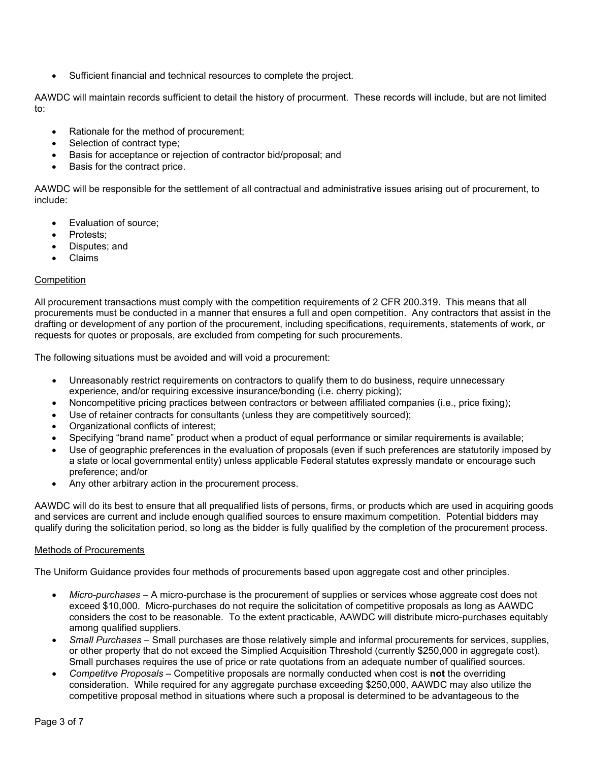- Sufficient financial and technical resources to complete the project.

AAWDC will maintain records sufficient to detail the history of procurment. These records will include, but are not limited to:

- Rationale for the method of procurement;
- Selection of contract type;
- Basis for acceptance or rejection of contractor bid/proposal; and
- Basis for the contract price.

AAWDC will be responsible for the settlement of all contractual and administrative issues arising out of procurement, to include:

- Evaluation of source;
- Protests;
- Disputes; and
- Claims

## Competition

All procurement transactions must comply with the competition requirements of 2 CFR 200.319. This means that all procurements must be conducted in a manner that ensures a full and open competition. Any contractors that assist in the drafting or development of any portion of the procurement, including specifications, requirements, statements of work, or requests for quotes or proposals, are excluded from competing for such procurements.

The following situations must be avoided and will void a procurement:

- Unreasonably restrict requirements on contractors to qualify them to do business, require unnecessary experience, and/or requiring excessive insurance/bonding (i.e. cherry picking);
- Noncompetitive pricing practices between contractors or between affiliated companies (i.e., price fixing);
- Use of retainer contracts for consultants (unless they are competitively sourced);
- Organizational conflicts of interest;
- Specifying "brand name" product when a product of equal performance or similar requirements is available;
- Use of geographic preferences in the evaluation of proposals (even if such preferences are statutorily imposed by a state or local governmental entity) unless applicable Federal statutes expressly mandate or encourage such preference; and/or
- Any other arbitrary action in the procurement process.

AAWDC will do its best to ensure that all prequalified lists of persons, firms, or products which are used in acquiring goods and services are current and include enough qualified sources to ensure maximum competition. Potential bidders may qualify during the solicitation period, so long as the bidder is fully qualified by the completion of the procurement process.

## Methods of Procurements

The Uniform Guidance provides four methods of procurements based upon aggregate cost and other principles.

- *Micro-purchases* – A micro-purchase is the procurement of supplies or services whose aggreate cost does not exceed $10,000. Micro-purchases do not require the solicitation of competitive proposals as long as AAWDC considers the cost to be reasonable. To the extent practicable, AAWDC will distribute micro-purchases equitably among qualified suppliers.
- *Small Purchases* – Small purchases are those relatively simple and informal procurements for services, supplies, or other property that do not exceed the Simplied Acquisition Threshold (currently $250,000 in aggregate cost). Small purchases requires the use of price or rate quotations from an adequate number of qualified sources.
- *Competitve Proposals* – Competitive proposals are normally conducted when cost is **not** the overriding consideration. While required for any aggregate purchase exceeding $250,000, AAWDC may also utilize the competitive proposal method in situations where such a proposal is determined to be advantageous to the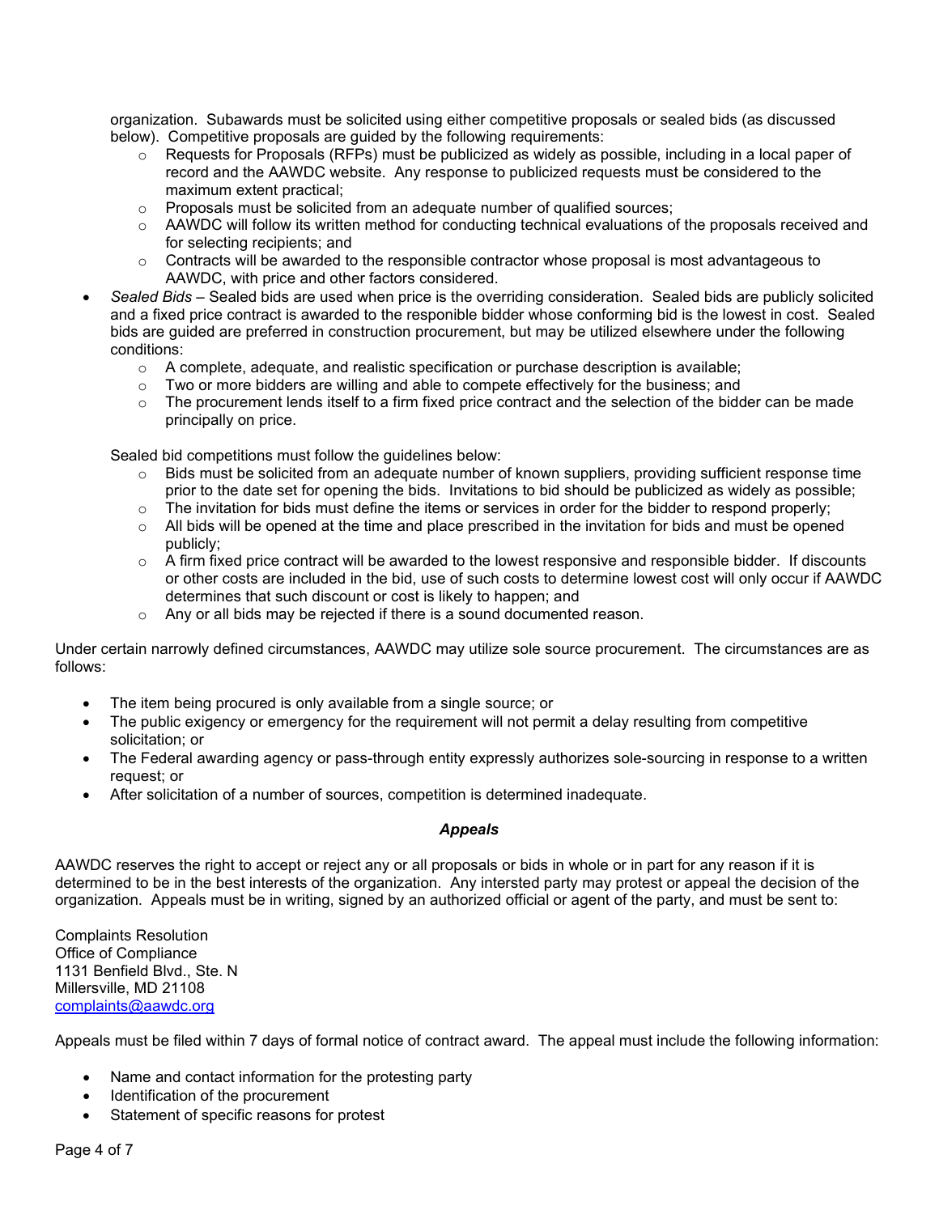organization. Subawards must be solicited using either competitive proposals or sealed bids (as discussed below). Competitive proposals are guided by the following requirements:
  - Requests for Proposals (RFPs) must be publicized as widely as possible, including in a local paper of record and the AAWDC website. Any response to publicized requests must be considered to the maximum extent practical;
  - Proposals must be solicited from an adequate number of qualified sources;
  - AAWDC will follow its written method for conducting technical evaluations of the proposals received and for selecting recipients; and
  - Contracts will be awarded to the responsible contractor whose proposal is most advantageous to AAWDC, with price and other factors considered.
- *Sealed Bids* – Sealed bids are used when price is the overriding consideration. Sealed bids are publicly solicited and a fixed price contract is awarded to the responible bidder whose conforming bid is the lowest in cost. Sealed bids are guided are preferred in construction procurement, but may be utilized elsewhere under the following conditions:
  - A complete, adequate, and realistic specification or purchase description is available;
  - Two or more bidders are willing and able to compete effectively for the business; and
  - The procurement lends itself to a firm fixed price contract and the selection of the bidder can be made principally on price.

  Sealed bid competitions must follow the guidelines below:
  - Bids must be solicited from an adequate number of known suppliers, providing sufficient response time prior to the date set for opening the bids. Invitations to bid should be publicized as widely as possible;
  - The invitation for bids must define the items or services in order for the bidder to respond properly;
  - All bids will be opened at the time and place prescribed in the invitation for bids and must be opened publicly;
  - A firm fixed price contract will be awarded to the lowest responsive and responsible bidder. If discounts or other costs are included in the bid, use of such costs to determine lowest cost will only occur if AAWDC determines that such discount or cost is likely to happen; and
  - Any or all bids may be rejected if there is a sound documented reason.

Under certain narrowly defined circumstances, AAWDC may utilize sole source procurement. The circumstances are as follows:

- The item being procured is only available from a single source; or
- The public exigency or emergency for the requirement will not permit a delay resulting from competitive solicitation; or
- The Federal awarding agency or pass-through entity expressly authorizes sole-sourcing in response to a written request; or
- After solicitation of a number of sources, competition is determined inadequate.

### *Appeals*

AAWDC reserves the right to accept or reject any or all proposals or bids in whole or in part for any reason if it is determined to be in the best interests of the organization. Any intersted party may protest or appeal the decision of the organization. Appeals must be in writing, signed by an authorized official or agent of the party, and must be sent to:

Complaints Resolution
Office of Compliance
1131 Benfield Blvd., Ste. N
Millersville, MD 21108
complaints@aawdc.org

Appeals must be filed within 7 days of formal notice of contract award. The appeal must include the following information:

- Name and contact information for the protesting party
- Identification of the procurement
- Statement of specific reasons for protest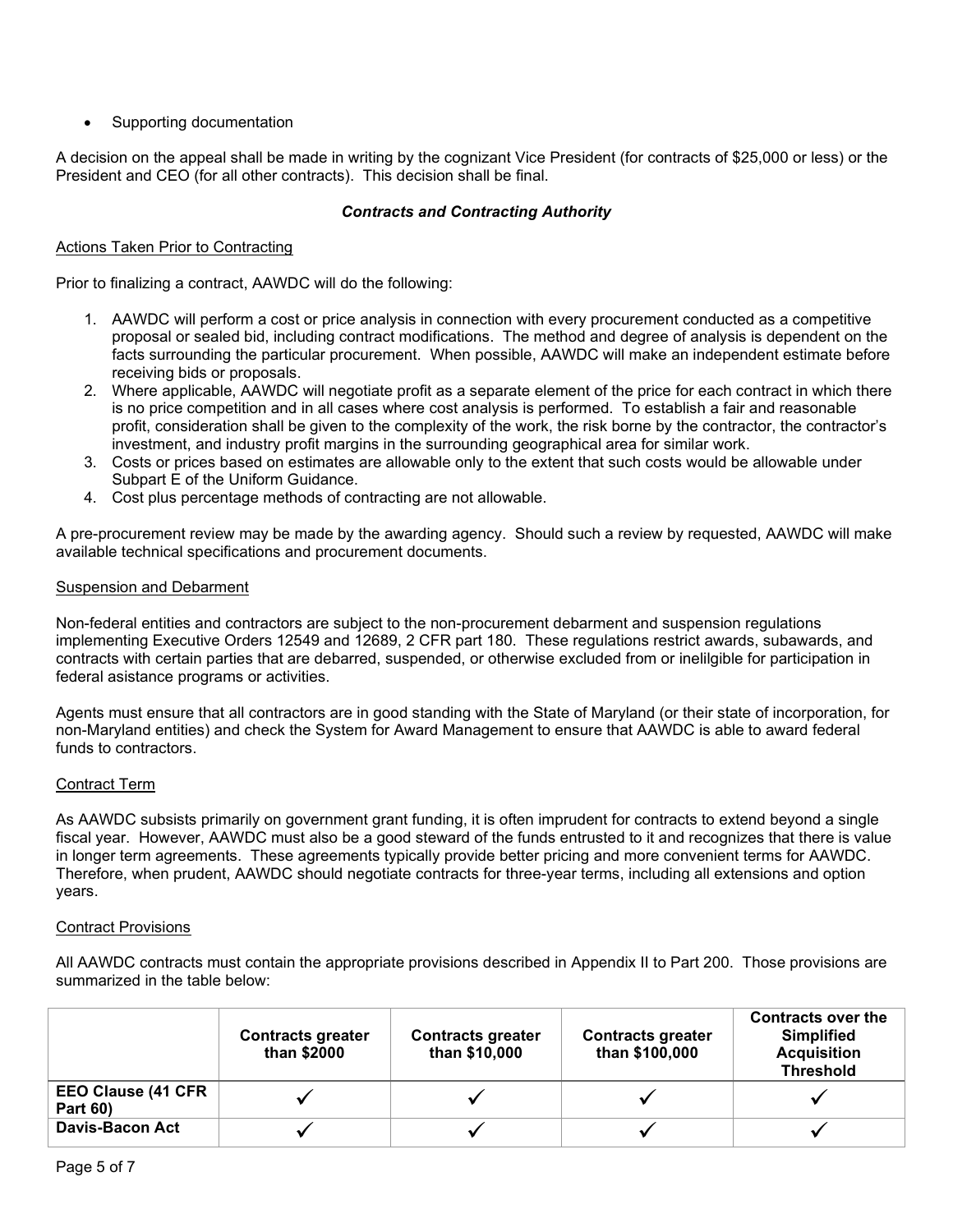- Supporting documentation

A decision on the appeal shall be made in writing by the cognizant Vice President (for contracts of $25,000 or less) or the President and CEO (for all other contracts). This decision shall be final.

### ***Contracts and Contracting Authority***

Actions Taken Prior to Contracting

Prior to finalizing a contract, AAWDC will do the following:

1. AAWDC will perform a cost or price analysis in connection with every procurement conducted as a competitive proposal or sealed bid, including contract modifications. The method and degree of analysis is dependent on the facts surrounding the particular procurement. When possible, AAWDC will make an independent estimate before receiving bids or proposals.
2. Where applicable, AAWDC will negotiate profit as a separate element of the price for each contract in which there is no price competition and in all cases where cost analysis is performed. To establish a fair and reasonable profit, consideration shall be given to the complexity of the work, the risk borne by the contractor, the contractor's investment, and industry profit margins in the surrounding geographical area for similar work.
3. Costs or prices based on estimates are allowable only to the extent that such costs would be allowable under Subpart E of the Uniform Guidance.
4. Cost plus percentage methods of contracting are not allowable.

A pre-procurement review may be made by the awarding agency. Should such a review by requested, AAWDC will make available technical specifications and procurement documents.

Suspension and Debarment

Non-federal entities and contractors are subject to the non-procurement debarment and suspension regulations implementing Executive Orders 12549 and 12689, 2 CFR part 180. These regulations restrict awards, subawards, and contracts with certain parties that are debarred, suspended, or otherwise excluded from or inelilgible for participation in federal asistance programs or activities.

Agents must ensure that all contractors are in good standing with the State of Maryland (or their state of incorporation, for non-Maryland entities) and check the System for Award Management to ensure that AAWDC is able to award federal funds to contractors.

Contract Term

As AAWDC subsists primarily on government grant funding, it is often imprudent for contracts to extend beyond a single fiscal year. However, AAWDC must also be a good steward of the funds entrusted to it and recognizes that there is value in longer term agreements. These agreements typically provide better pricing and more convenient terms for AAWDC. Therefore, when prudent, AAWDC should negotiate contracts for three-year terms, including all extensions and option years.

Contract Provisions

All AAWDC contracts must contain the appropriate provisions described in Appendix II to Part 200. Those provisions are summarized in the table below:

| | Contracts greater than $2000 | Contracts greater than $10,000 | Contracts greater than $100,000 | Contracts over the Simplified Acquisition Threshold |
|---|---|---|---|---|
| **EEO Clause (41 CFR Part 60)** | ✓ | ✓ | ✓ | ✓ |
| **Davis-Bacon Act** | ✓ | ✓ | ✓ | ✓ |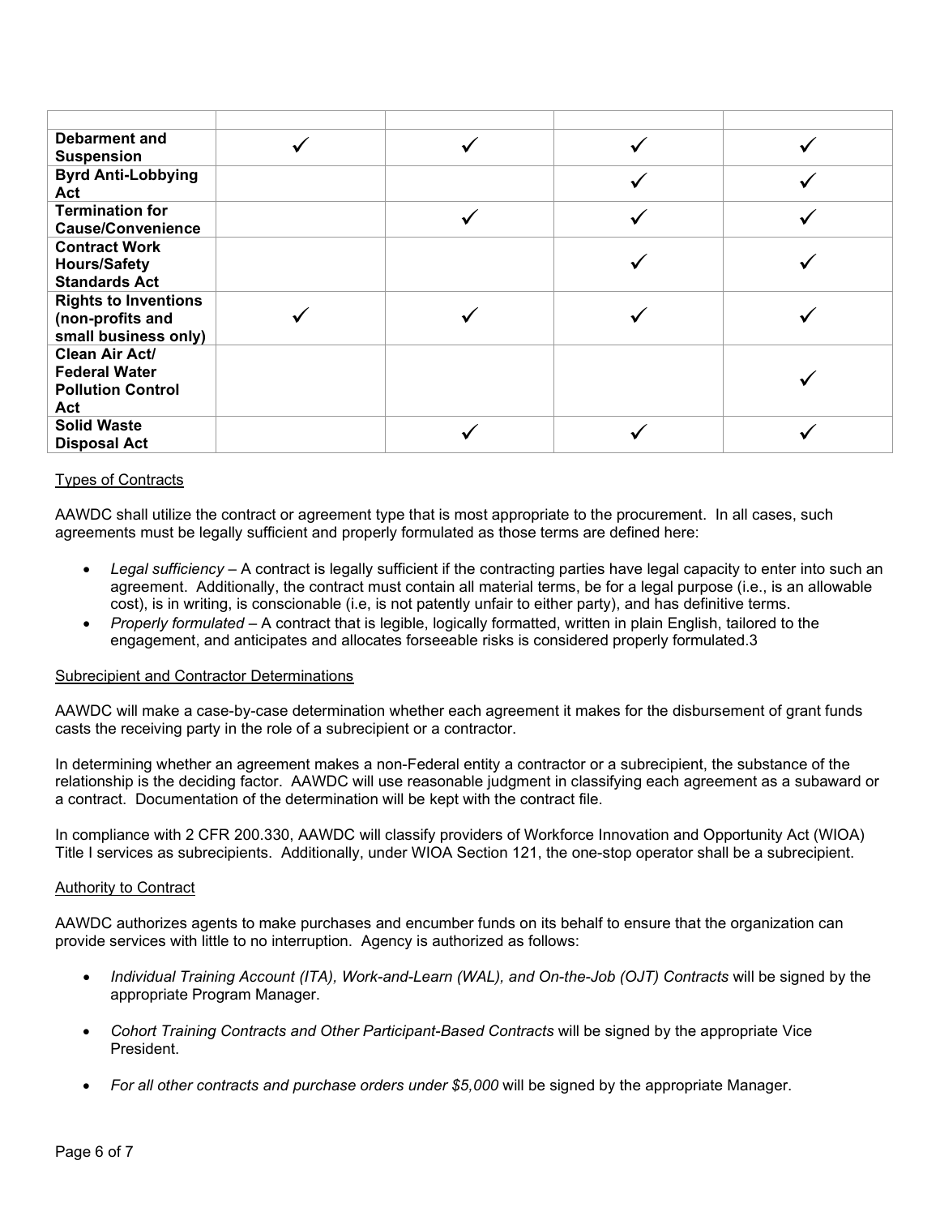| | | | | |
|---|---|---|---|---|
| **Debarment and Suspension** | ✓ | ✓ | ✓ | ✓ |
| **Byrd Anti-Lobbying Act** | | | ✓ | ✓ |
| **Termination for Cause/Convenience** | | ✓ | ✓ | ✓ |
| **Contract Work Hours/Safety Standards Act** | | | ✓ | ✓ |
| **Rights to Inventions (non-profits and small business only)** | ✓ | ✓ | ✓ | ✓ |
| **Clean Air Act/ Federal Water Pollution Control Act** | | | | ✓ |
| **Solid Waste Disposal Act** | | ✓ | ✓ | ✓ |

Types of Contracts

AAWDC shall utilize the contract or agreement type that is most appropriate to the procurement. In all cases, such agreements must be legally sufficient and properly formulated as those terms are defined here:

- *Legal sufficiency* – A contract is legally sufficient if the contracting parties have legal capacity to enter into such an agreement. Additionally, the contract must contain all material terms, be for a legal purpose (i.e., is an allowable cost), is in writing, is conscionable (i.e, is not patently unfair to either party), and has definitive terms.
- *Properly formulated* – A contract that is legible, logically formatted, written in plain English, tailored to the engagement, and anticipates and allocates forseeable risks is considered properly formulated.3

Subrecipient and Contractor Determinations

AAWDC will make a case-by-case determination whether each agreement it makes for the disbursement of grant funds casts the receiving party in the role of a subrecipient or a contractor.

In determining whether an agreement makes a non-Federal entity a contractor or a subrecipient, the substance of the relationship is the deciding factor. AAWDC will use reasonable judgment in classifying each agreement as a subaward or a contract. Documentation of the determination will be kept with the contract file.

In compliance with 2 CFR 200.330, AAWDC will classify providers of Workforce Innovation and Opportunity Act (WIOA) Title I services as subrecipients. Additionally, under WIOA Section 121, the one-stop operator shall be a subrecipient.

Authority to Contract

AAWDC authorizes agents to make purchases and encumber funds on its behalf to ensure that the organization can provide services with little to no interruption. Agency is authorized as follows:

- *Individual Training Account (ITA), Work-and-Learn (WAL), and On-the-Job (OJT) Contracts* will be signed by the appropriate Program Manager.

- *Cohort Training Contracts and Other Participant-Based Contracts* will be signed by the appropriate Vice President.

- *For all other contracts and purchase orders under $5,000* will be signed by the appropriate Manager.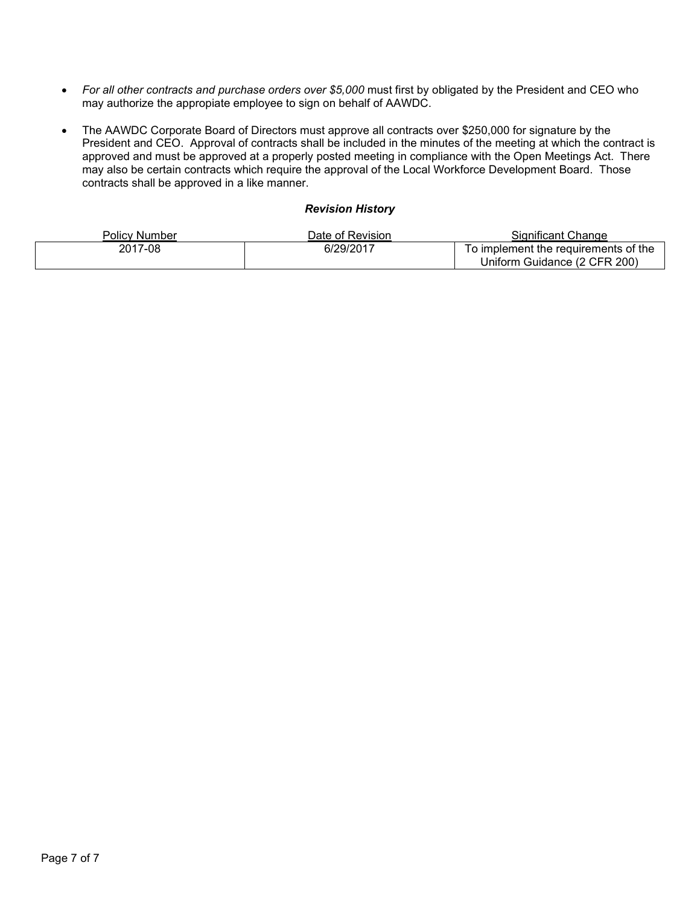- *For all other contracts and purchase orders over $5,000* must first by obligated by the President and CEO who may authorize the appropiate employee to sign on behalf of AAWDC.
- The AAWDC Corporate Board of Directors must approve all contracts over $250,000 for signature by the President and CEO. Approval of contracts shall be included in the minutes of the meeting at which the contract is approved and must be approved at a properly posted meeting in compliance with the Open Meetings Act. There may also be certain contracts which require the approval of the Local Workforce Development Board. Those contracts shall be approved in a like manner.

***Revision History***

| Policy Number | Date of Revision | Significant Change |
|---|---|---|
| 2017-08 | 6/29/2017 | To implement the requirements of the Uniform Guidance (2 CFR 200) |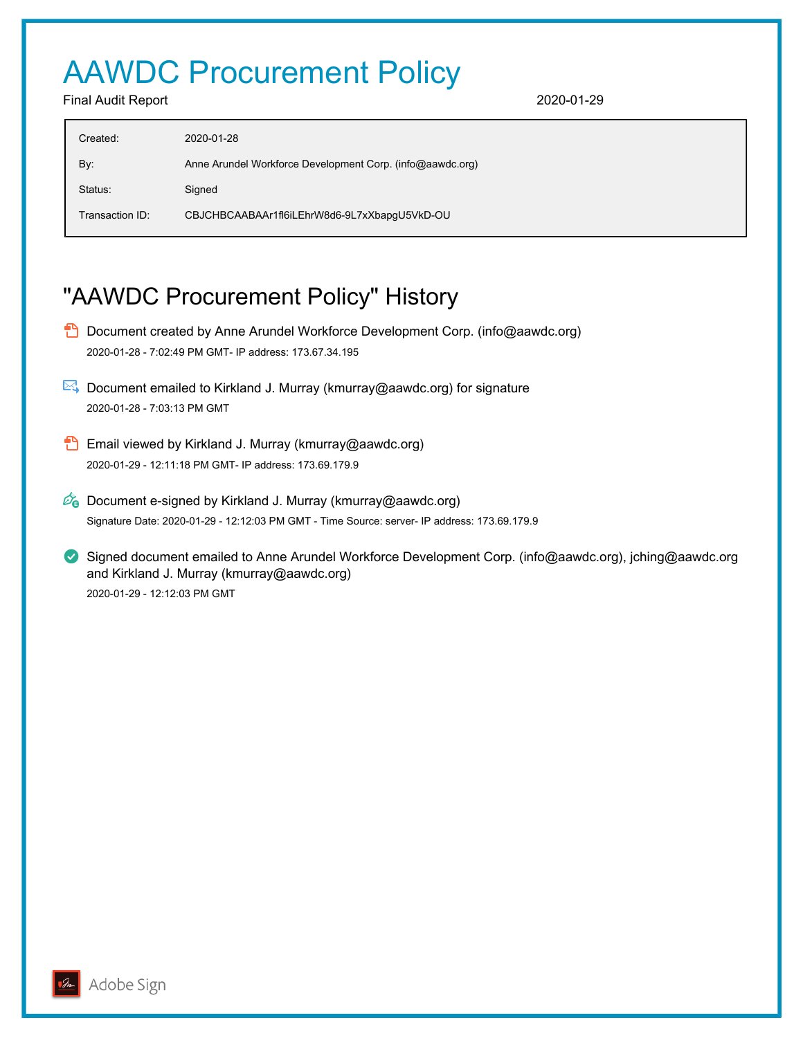# AAWDC Procurement Policy

Final Audit Report 2020-01-29

| | |
|---|---|
| Created: | 2020-01-28 |
| By: | Anne Arundel Workforce Development Corp. (info@aawdc.org) |
| Status: | Signed |
| Transaction ID: | CBJCHBCAABAAr1fl6iLEhrW8d6-9L7xXbapgU5VkD-OU |

## "AAWDC Procurement Policy" History

- Document created by Anne Arundel Workforce Development Corp. (info@aawdc.org)
  2020-01-28 - 7:02:49 PM GMT- IP address: 173.67.34.195

- Document emailed to Kirkland J. Murray (kmurray@aawdc.org) for signature
  2020-01-28 - 7:03:13 PM GMT

- Email viewed by Kirkland J. Murray (kmurray@aawdc.org)
  2020-01-29 - 12:11:18 PM GMT- IP address: 173.69.179.9

- Document e-signed by Kirkland J. Murray (kmurray@aawdc.org)
  Signature Date: 2020-01-29 - 12:12:03 PM GMT - Time Source: server- IP address: 173.69.179.9

- Signed document emailed to Anne Arundel Workforce Development Corp. (info@aawdc.org), jching@aawdc.org and Kirkland J. Murray (kmurray@aawdc.org)
  2020-01-29 - 12:12:03 PM GMT

Adobe Sign